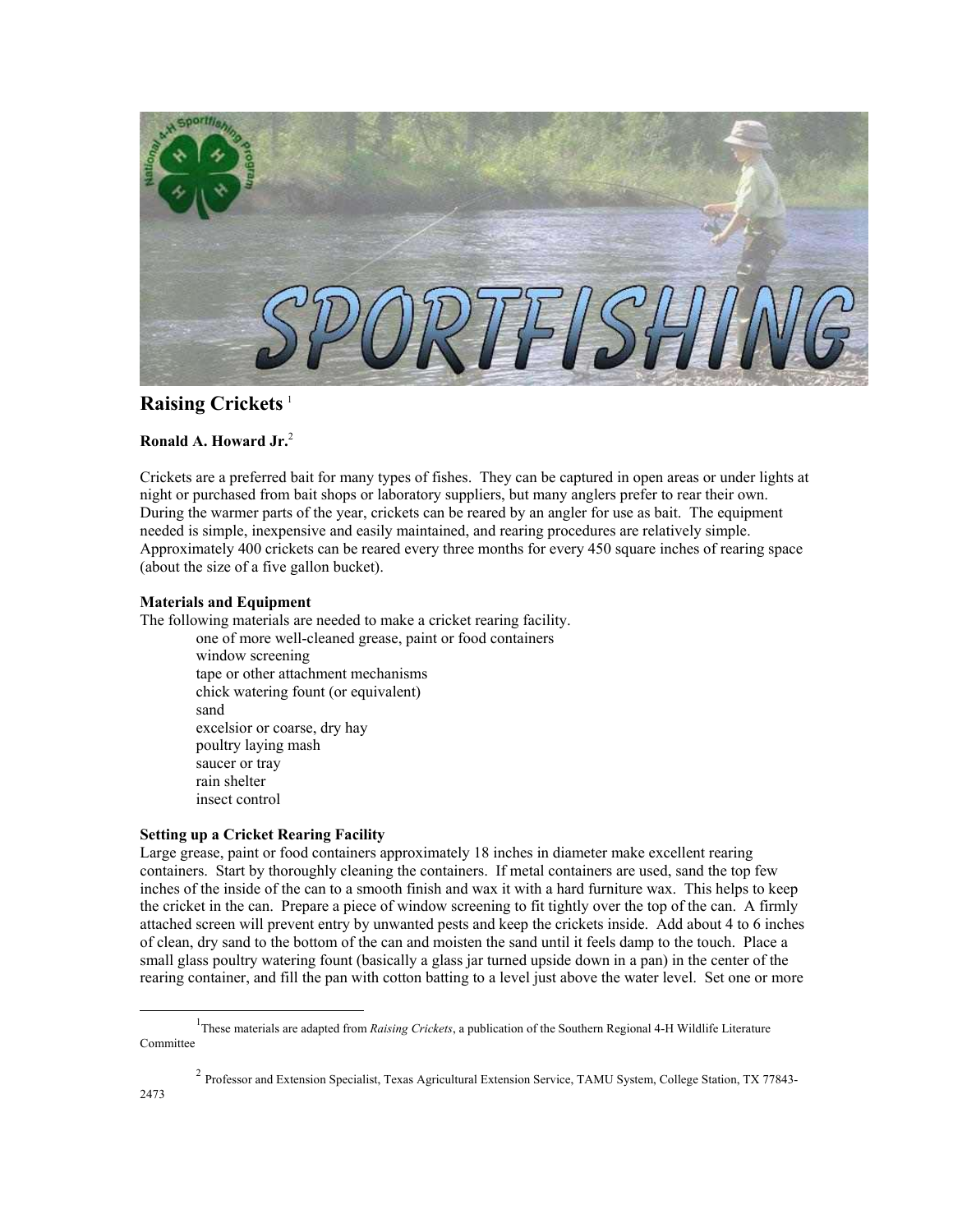# Raising Crickets [1]

**Ronald A. Howard Jr.**[2]

Crickets are a preferred bait for many types of fishes. They can be captured in open areas or under lights at night or purchased from bait shops or laboratory suppliers, but many anglers prefer to rear their own. During the warmer parts of the year, crickets can be reared by an angler for use as bait. The equipment needed is simple, inexpensive and easily maintained, and rearing procedures are relatively simple. Approximately 400 crickets can be reared every three months for every 450 square inches of rearing space (about the size of a five gallon bucket).

## Materials and Equipment

The following materials are needed to make a cricket rearing facility.

- one of more well-cleaned grease, paint or food containers
- window screening
- tape or other attachment mechanisms
- chick watering fount (or equivalent)
- sand
- excelsior or coarse, dry hay
- poultry laying mash
- saucer or tray
- rain shelter
- insect control

## Setting up a Cricket Rearing Facility

Large grease, paint or food containers approximately 18 inches in diameter make excellent rearing containers. Start by thoroughly cleaning the containers. If metal containers are used, sand the top few inches of the inside of the can to a smooth finish and wax it with a hard furniture wax. This helps to keep the cricket in the can. Prepare a piece of window screening to fit tightly over the top of the can. A firmly attached screen will prevent entry by unwanted pests and keep the crickets inside. Add about 4 to 6 inches of clean, dry sand to the bottom of the can and moisten the sand until it feels damp to the touch. Place a small glass poultry watering fount (basically a glass jar turned upside down in a pan) in the center of the rearing container, and fill the pan with cotton batting to a level just above the water level. Set one or more

---

[1] These materials are adapted from *Raising Crickets*, a publication of the Southern Regional 4-H Wildlife Literature Committee

[2] Professor and Extension Specialist, Texas Agricultural Extension Service, TAMU System, College Station, TX 77843-2473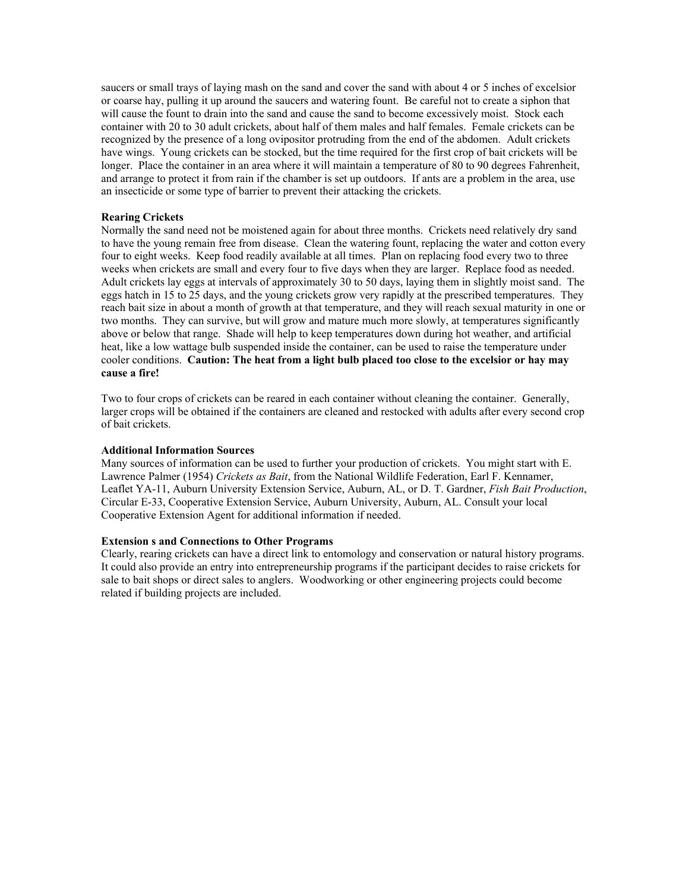saucers or small trays of laying mash on the sand and cover the sand with about 4 or 5 inches of excelsior or coarse hay, pulling it up around the saucers and watering fount. Be careful not to create a siphon that will cause the fount to drain into the sand and cause the sand to become excessively moist. Stock each container with 20 to 30 adult crickets, about half of them males and half females. Female crickets can be recognized by the presence of a long ovipositor protruding from the end of the abdomen. Adult crickets have wings. Young crickets can be stocked, but the time required for the first crop of bait crickets will be longer. Place the container in an area where it will maintain a temperature of 80 to 90 degrees Fahrenheit, and arrange to protect it from rain if the chamber is set up outdoors. If ants are a problem in the area, use an insecticide or some type of barrier to prevent their attacking the crickets.

**Rearing Crickets**

Normally the sand need not be moistened again for about three months. Crickets need relatively dry sand to have the young remain free from disease. Clean the watering fount, replacing the water and cotton every four to eight weeks. Keep food readily available at all times. Plan on replacing food every two to three weeks when crickets are small and every four to five days when they are larger. Replace food as needed. Adult crickets lay eggs at intervals of approximately 30 to 50 days, laying them in slightly moist sand. The eggs hatch in 15 to 25 days, and the young crickets grow very rapidly at the prescribed temperatures. They reach bait size in about a month of growth at that temperature, and they will reach sexual maturity in one or two months. They can survive, but will grow and mature much more slowly, at temperatures significantly above or below that range. Shade will help to keep temperatures down during hot weather, and artificial heat, like a low wattage bulb suspended inside the container, can be used to raise the temperature under cooler conditions. **Caution: The heat from a light bulb placed too close to the excelsior or hay may cause a fire!**

Two to four crops of crickets can be reared in each container without cleaning the container. Generally, larger crops will be obtained if the containers are cleaned and restocked with adults after every second crop of bait crickets.

**Additional Information Sources**

Many sources of information can be used to further your production of crickets. You might start with E. Lawrence Palmer (1954) *Crickets as Bait*, from the National Wildlife Federation, Earl F. Kennamer, Leaflet YA-11, Auburn University Extension Service, Auburn, AL, or D. T. Gardner, *Fish Bait Production*, Circular E-33, Cooperative Extension Service, Auburn University, Auburn, AL. Consult your local Cooperative Extension Agent for additional information if needed.

**Extension s and Connections to Other Programs**

Clearly, rearing crickets can have a direct link to entomology and conservation or natural history programs. It could also provide an entry into entrepreneurship programs if the participant decides to raise crickets for sale to bait shops or direct sales to anglers. Woodworking or other engineering projects could become related if building projects are included.